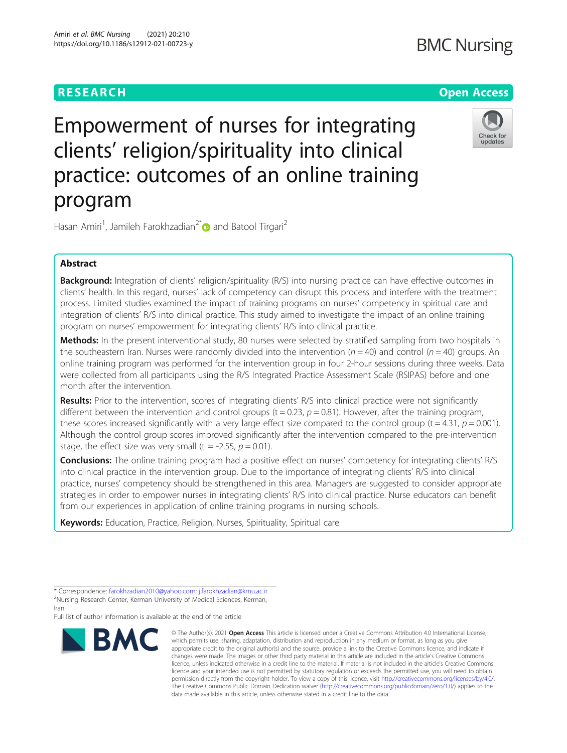RESEARCH

Open Access

# Empowerment of nurses for integrating clients' religion/spirituality into clinical practice: outcomes of an online training program

Hasan Amiri[1], Jamileh Farokhzadian[2*] and Batool Tirgari[2]

## Abstract

**Background:** Integration of clients' religion/spirituality (R/S) into nursing practice can have effective outcomes in clients' health. In this regard, nurses' lack of competency can disrupt this process and interfere with the treatment process. Limited studies examined the impact of training programs on nurses' competency in spiritual care and integration of clients' R/S into clinical practice. This study aimed to investigate the impact of an online training program on nurses' empowerment for integrating clients' R/S into clinical practice.

**Methods:** In the present interventional study, 80 nurses were selected by stratified sampling from two hospitals in the southeastern Iran. Nurses were randomly divided into the intervention ($n = 40$) and control ($n = 40$) groups. An online training program was performed for the intervention group in four 2-hour sessions during three weeks. Data were collected from all participants using the R/S Integrated Practice Assessment Scale (RSIPAS) before and one month after the intervention.

**Results:** Prior to the intervention, scores of integrating clients' R/S into clinical practice were not significantly different between the intervention and control groups ($t = 0.23$, $p = 0.81$). However, after the training program, these scores increased significantly with a very large effect size compared to the control group ($t = 4.31$, $p = 0.001$). Although the control group scores improved significantly after the intervention compared to the pre-intervention stage, the effect size was very small ($t = -2.55$, $p = 0.01$).

**Conclusions:** The online training program had a positive effect on nurses' competency for integrating clients' R/S into clinical practice in the intervention group. Due to the importance of integrating clients' R/S into clinical practice, nurses' competency should be strengthened in this area. Managers are suggested to consider appropriate strategies in order to empower nurses in integrating clients' R/S into clinical practice. Nurse educators can benefit from our experiences in application of online training programs in nursing schools.

**Keywords:** Education, Practice, Religion, Nurses, Spirituality, Spiritual care

---

\* Correspondence: farokhzadian2010@yahoo.com; j.farokhzadian@kmu.ac.ir
[2]Nursing Research Center, Kerman University of Medical Sciences, Kerman, Iran
Full list of author information is available at the end of the article

© The Author(s). 2021 **Open Access** This article is licensed under a Creative Commons Attribution 4.0 International License, which permits use, sharing, adaptation, distribution and reproduction in any medium or format, as long as you give appropriate credit to the original author(s) and the source, provide a link to the Creative Commons licence, and indicate if changes were made. The images or other third party material in this article are included in the article's Creative Commons licence, unless indicated otherwise in a credit line to the material. If material is not included in the article's Creative Commons licence and your intended use is not permitted by statutory regulation or exceeds the permitted use, you will need to obtain permission directly from the copyright holder. To view a copy of this licence, visit http://creativecommons.org/licenses/by/4.0/. The Creative Commons Public Domain Dedication waiver (http://creativecommons.org/publicdomain/zero/1.0/) applies to the data made available in this article, unless otherwise stated in a credit line to the data.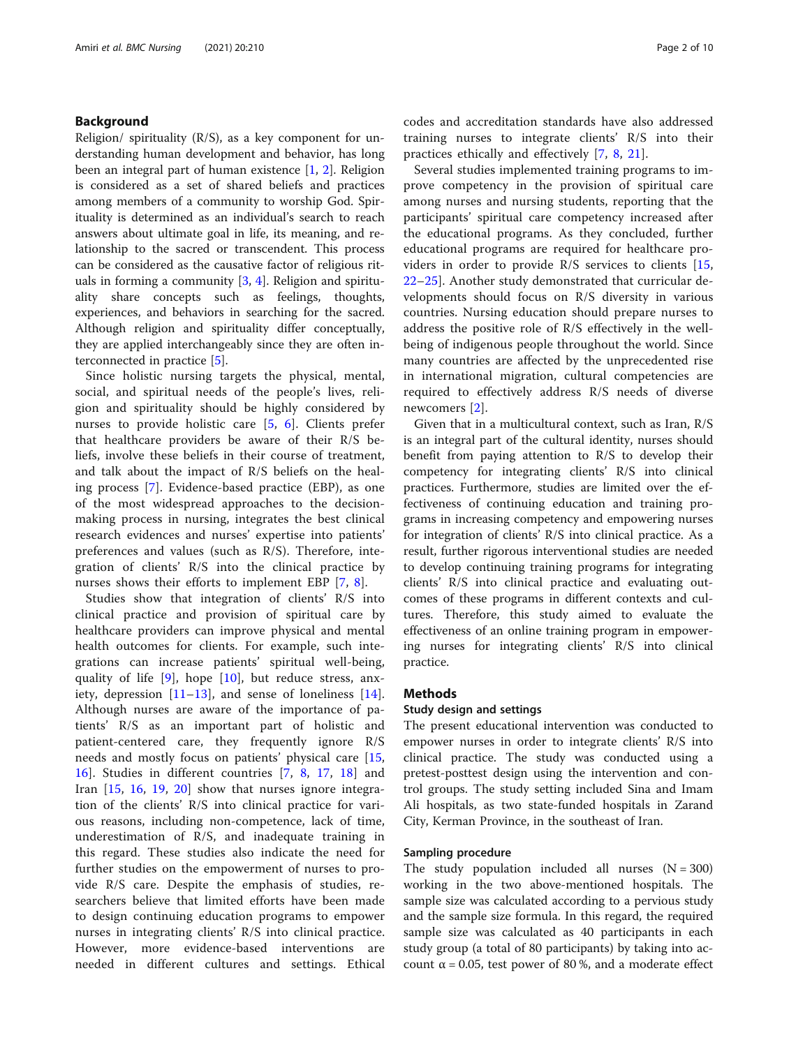## Background

Religion/ spirituality (R/S), as a key component for understanding human development and behavior, has long been an integral part of human existence [1, 2]. Religion is considered as a set of shared beliefs and practices among members of a community to worship God. Spirituality is determined as an individual's search to reach answers about ultimate goal in life, its meaning, and relationship to the sacred or transcendent. This process can be considered as the causative factor of religious rituals in forming a community [3, 4]. Religion and spirituality share concepts such as feelings, thoughts, experiences, and behaviors in searching for the sacred. Although religion and spirituality differ conceptually, they are applied interchangeably since they are often interconnected in practice [5].

Since holistic nursing targets the physical, mental, social, and spiritual needs of the people's lives, religion and spirituality should be highly considered by nurses to provide holistic care [5, 6]. Clients prefer that healthcare providers be aware of their R/S beliefs, involve these beliefs in their course of treatment, and talk about the impact of R/S beliefs on the healing process [7]. Evidence-based practice (EBP), as one of the most widespread approaches to the decision-making process in nursing, integrates the best clinical research evidences and nurses' expertise into patients' preferences and values (such as R/S). Therefore, integration of clients' R/S into the clinical practice by nurses shows their efforts to implement EBP [7, 8].

Studies show that integration of clients' R/S into clinical practice and provision of spiritual care by healthcare providers can improve physical and mental health outcomes for clients. For example, such integrations can increase patients' spiritual well-being, quality of life [9], hope [10], but reduce stress, anxiety, depression [11–13], and sense of loneliness [14]. Although nurses are aware of the importance of patients' R/S as an important part of holistic and patient-centered care, they frequently ignore R/S needs and mostly focus on patients' physical care [15, 16]. Studies in different countries [7, 8, 17, 18] and Iran [15, 16, 19, 20] show that nurses ignore integration of the clients' R/S into clinical practice for various reasons, including non-competence, lack of time, underestimation of R/S, and inadequate training in this regard. These studies also indicate the need for further studies on the empowerment of nurses to provide R/S care. Despite the emphasis of studies, researchers believe that limited efforts have been made to design continuing education programs to empower nurses in integrating clients' R/S into clinical practice. However, more evidence-based interventions are needed in different cultures and settings. Ethical codes and accreditation standards have also addressed training nurses to integrate clients' R/S into their practices ethically and effectively [7, 8, 21].

Several studies implemented training programs to improve competency in the provision of spiritual care among nurses and nursing students, reporting that the participants' spiritual care competency increased after the educational programs. As they concluded, further educational programs are required for healthcare providers in order to provide R/S services to clients [15, 22–25]. Another study demonstrated that curricular developments should focus on R/S diversity in various countries. Nursing education should prepare nurses to address the positive role of R/S effectively in the well-being of indigenous people throughout the world. Since many countries are affected by the unprecedented rise in international migration, cultural competencies are required to effectively address R/S needs of diverse newcomers [2].

Given that in a multicultural context, such as Iran, R/S is an integral part of the cultural identity, nurses should benefit from paying attention to R/S to develop their competency for integrating clients' R/S into clinical practices. Furthermore, studies are limited over the effectiveness of continuing education and training programs in increasing competency and empowering nurses for integration of clients' R/S into clinical practice. As a result, further rigorous interventional studies are needed to develop continuing training programs for integrating clients' R/S into clinical practice and evaluating outcomes of these programs in different contexts and cultures. Therefore, this study aimed to evaluate the effectiveness of an online training program in empowering nurses for integrating clients' R/S into clinical practice.

## Methods

### Study design and settings

The present educational intervention was conducted to empower nurses in order to integrate clients' R/S into clinical practice. The study was conducted using a pretest-posttest design using the intervention and control groups. The study setting included Sina and Imam Ali hospitals, as two state-funded hospitals in Zarand City, Kerman Province, in the southeast of Iran.

### Sampling procedure

The study population included all nurses (N = 300) working in the two above-mentioned hospitals. The sample size was calculated according to a pervious study and the sample size formula. In this regard, the required sample size was calculated as 40 participants in each study group (a total of 80 participants) by taking into account $\alpha = 0.05$, test power of 80 %, and a moderate effect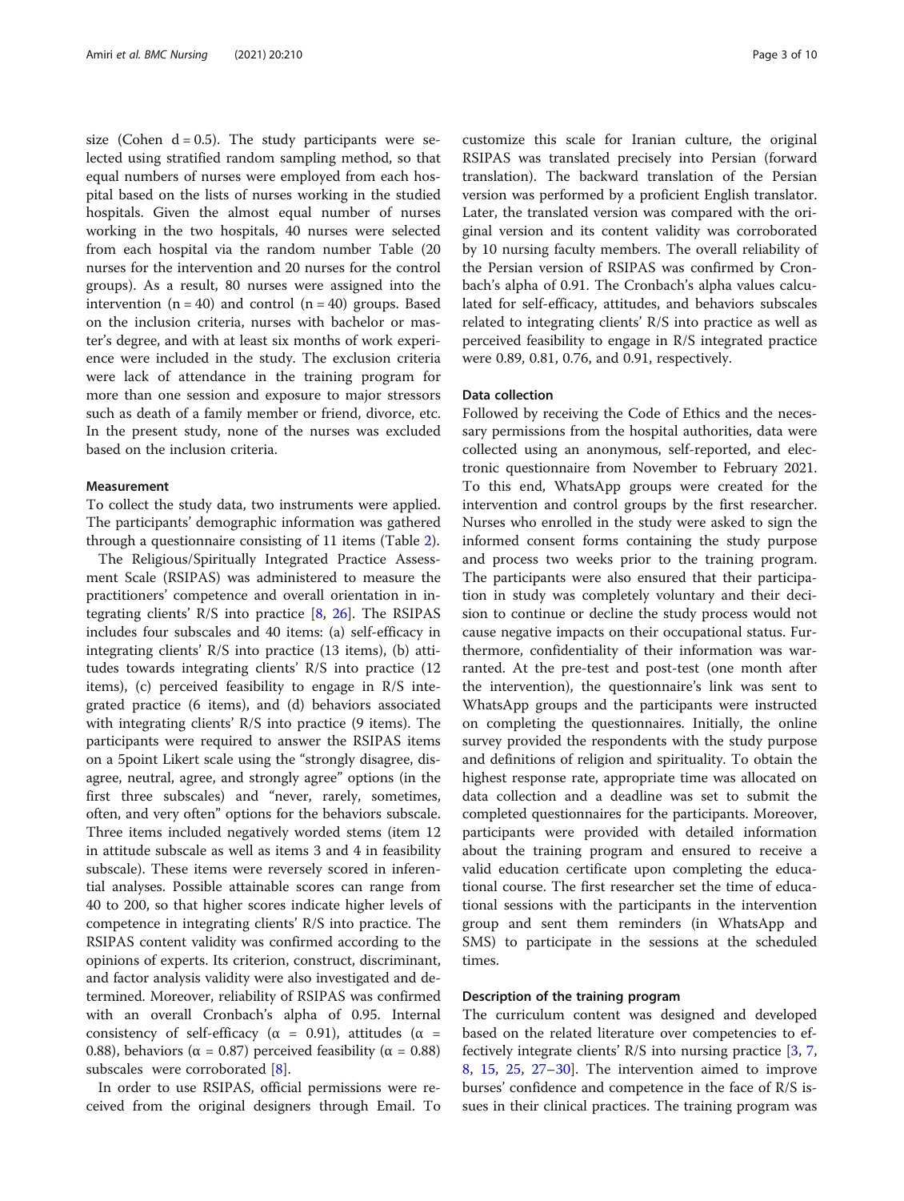size (Cohen d = 0.5). The study participants were selected using stratified random sampling method, so that equal numbers of nurses were employed from each hospital based on the lists of nurses working in the studied hospitals. Given the almost equal number of nurses working in the two hospitals, 40 nurses were selected from each hospital via the random number Table (20 nurses for the intervention and 20 nurses for the control groups). As a result, 80 nurses were assigned into the intervention (n = 40) and control (n = 40) groups. Based on the inclusion criteria, nurses with bachelor or master's degree, and with at least six months of work experience were included in the study. The exclusion criteria were lack of attendance in the training program for more than one session and exposure to major stressors such as death of a family member or friend, divorce, etc. In the present study, none of the nurses was excluded based on the inclusion criteria.

#### Measurement

To collect the study data, two instruments were applied. The participants' demographic information was gathered through a questionnaire consisting of 11 items (Table 2).

The Religious/Spiritually Integrated Practice Assessment Scale (RSIPAS) was administered to measure the practitioners' competence and overall orientation in integrating clients' R/S into practice [8, 26]. The RSIPAS includes four subscales and 40 items: (a) self-efficacy in integrating clients' R/S into practice (13 items), (b) attitudes towards integrating clients' R/S into practice (12 items), (c) perceived feasibility to engage in R/S integrated practice (6 items), and (d) behaviors associated with integrating clients' R/S into practice (9 items). The participants were required to answer the RSIPAS items on a 5point Likert scale using the "strongly disagree, disagree, neutral, agree, and strongly agree" options (in the first three subscales) and "never, rarely, sometimes, often, and very often" options for the behaviors subscale. Three items included negatively worded stems (item 12 in attitude subscale as well as items 3 and 4 in feasibility subscale). These items were reversely scored in inferential analyses. Possible attainable scores can range from 40 to 200, so that higher scores indicate higher levels of competence in integrating clients' R/S into practice. The RSIPAS content validity was confirmed according to the opinions of experts. Its criterion, construct, discriminant, and factor analysis validity were also investigated and determined. Moreover, reliability of RSIPAS was confirmed with an overall Cronbach's alpha of 0.95. Internal consistency of self-efficacy ($\alpha$ = 0.91), attitudes ($\alpha$ = 0.88), behaviors ($\alpha$ = 0.87) perceived feasibility ($\alpha$ = 0.88) subscales were corroborated [8].

In order to use RSIPAS, official permissions were received from the original designers through Email. To customize this scale for Iranian culture, the original RSIPAS was translated precisely into Persian (forward translation). The backward translation of the Persian version was performed by a proficient English translator. Later, the translated version was compared with the original version and its content validity was corroborated by 10 nursing faculty members. The overall reliability of the Persian version of RSIPAS was confirmed by Cronbach's alpha of 0.91. The Cronbach's alpha values calculated for self-efficacy, attitudes, and behaviors subscales related to integrating clients' R/S into practice as well as perceived feasibility to engage in R/S integrated practice were 0.89, 0.81, 0.76, and 0.91, respectively.

#### Data collection

Followed by receiving the Code of Ethics and the necessary permissions from the hospital authorities, data were collected using an anonymous, self-reported, and electronic questionnaire from November to February 2021. To this end, WhatsApp groups were created for the intervention and control groups by the first researcher. Nurses who enrolled in the study were asked to sign the informed consent forms containing the study purpose and process two weeks prior to the training program. The participants were also ensured that their participation in study was completely voluntary and their decision to continue or decline the study process would not cause negative impacts on their occupational status. Furthermore, confidentiality of their information was warranted. At the pre-test and post-test (one month after the intervention), the questionnaire's link was sent to WhatsApp groups and the participants were instructed on completing the questionnaires. Initially, the online survey provided the respondents with the study purpose and definitions of religion and spirituality. To obtain the highest response rate, appropriate time was allocated on data collection and a deadline was set to submit the completed questionnaires for the participants. Moreover, participants were provided with detailed information about the training program and ensured to receive a valid education certificate upon completing the educational course. The first researcher set the time of educational sessions with the participants in the intervention group and sent them reminders (in WhatsApp and SMS) to participate in the sessions at the scheduled times.

#### Description of the training program

The curriculum content was designed and developed based on the related literature over competencies to effectively integrate clients' R/S into nursing practice [3, 7, 8, 15, 25, 27–30]. The intervention aimed to improve burses' confidence and competence in the face of R/S issues in their clinical practices. The training program was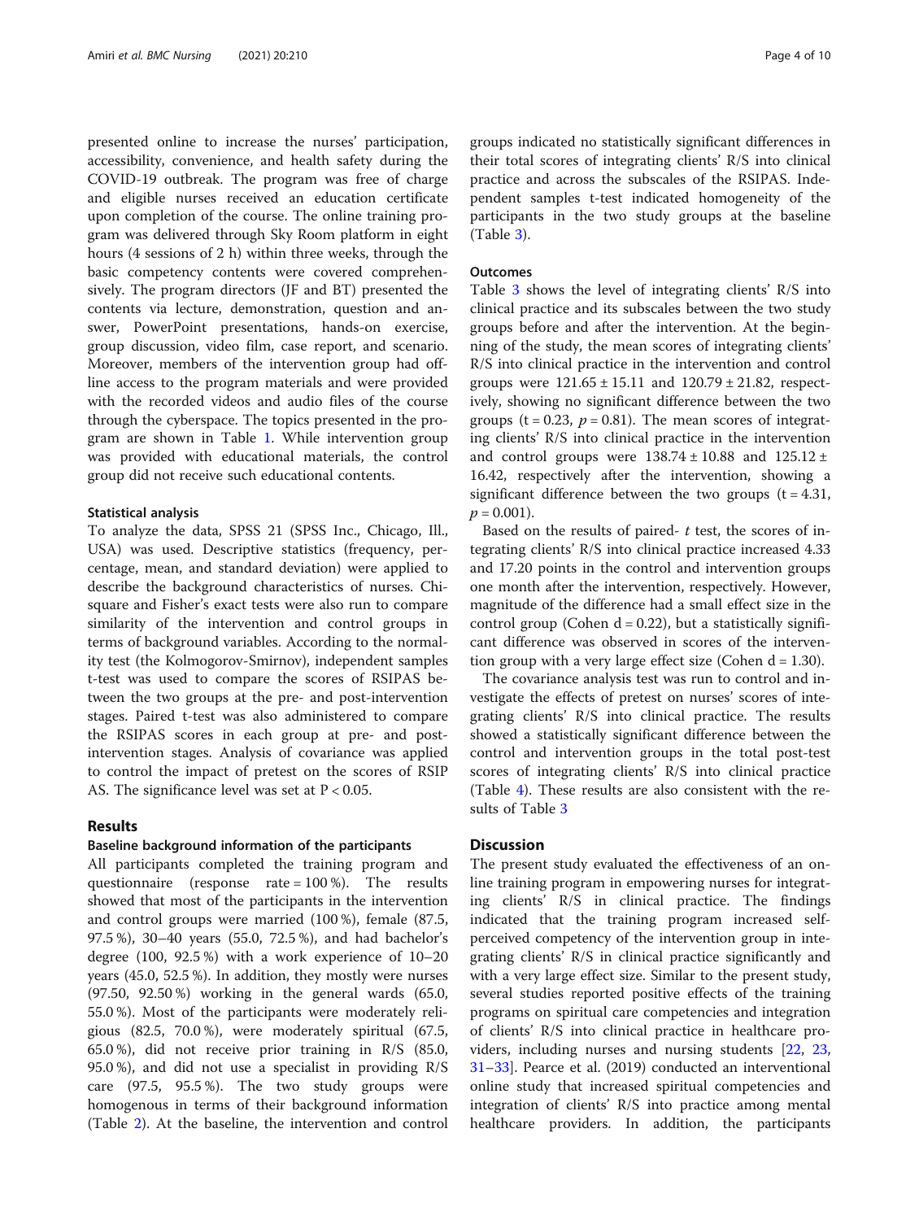presented online to increase the nurses' participation, accessibility, convenience, and health safety during the COVID-19 outbreak. The program was free of charge and eligible nurses received an education certificate upon completion of the course. The online training program was delivered through Sky Room platform in eight hours (4 sessions of 2 h) within three weeks, through the basic competency contents were covered comprehensively. The program directors (JF and BT) presented the contents via lecture, demonstration, question and answer, PowerPoint presentations, hands-on exercise, group discussion, video film, case report, and scenario. Moreover, members of the intervention group had offline access to the program materials and were provided with the recorded videos and audio files of the course through the cyberspace. The topics presented in the program are shown in Table 1. While intervention group was provided with educational materials, the control group did not receive such educational contents.

### Statistical analysis

To analyze the data, SPSS 21 (SPSS Inc., Chicago, Ill., USA) was used. Descriptive statistics (frequency, percentage, mean, and standard deviation) were applied to describe the background characteristics of nurses. Chi-square and Fisher's exact tests were also run to compare similarity of the intervention and control groups in terms of background variables. According to the normality test (the Kolmogorov-Smirnov), independent samples t-test was used to compare the scores of RSIPAS between the two groups at the pre- and post-intervention stages. Paired t-test was also administered to compare the RSIPAS scores in each group at pre- and post-intervention stages. Analysis of covariance was applied to control the impact of pretest on the scores of RSIPAS. The significance level was set at $P < 0.05$.

## Results

### Baseline background information of the participants

All participants completed the training program and questionnaire (response rate = 100 %). The results showed that most of the participants in the intervention and control groups were married (100 %), female (87.5, 97.5 %), 30–40 years (55.0, 72.5 %), and had bachelor's degree (100, 92.5 %) with a work experience of 10–20 years (45.0, 52.5 %). In addition, they mostly were nurses (97.50, 92.50 %) working in the general wards (65.0, 55.0 %). Most of the participants were moderately religious (82.5, 70.0 %), were moderately spiritual (67.5, 65.0 %), did not receive prior training in R/S (85.0, 95.0 %), and did not use a specialist in providing R/S care (97.5, 95.5 %). The two study groups were homogenous in terms of their background information (Table 2). At the baseline, the intervention and control groups indicated no statistically significant differences in their total scores of integrating clients' R/S into clinical practice and across the subscales of the RSIPAS. Independent samples t-test indicated homogeneity of the participants in the two study groups at the baseline (Table 3).

### Outcomes

Table 3 shows the level of integrating clients' R/S into clinical practice and its subscales between the two study groups before and after the intervention. At the beginning of the study, the mean scores of integrating clients' R/S into clinical practice in the intervention and control groups were 121.65 ± 15.11 and 120.79 ± 21.82, respectively, showing no significant difference between the two groups ($t = 0.23$, $p = 0.81$). The mean scores of integrating clients' R/S into clinical practice in the intervention and control groups were 138.74 ± 10.88 and 125.12 ± 16.42, respectively after the intervention, showing a significant difference between the two groups ($t = 4.31$, $p = 0.001$).

Based on the results of paired- $t$ test, the scores of integrating clients' R/S into clinical practice increased 4.33 and 17.20 points in the control and intervention groups one month after the intervention, respectively. However, magnitude of the difference had a small effect size in the control group (Cohen d = 0.22), but a statistically significant difference was observed in scores of the intervention group with a very large effect size (Cohen d = 1.30).

The covariance analysis test was run to control and investigate the effects of pretest on nurses' scores of integrating clients' R/S into clinical practice. The results showed a statistically significant difference between the control and intervention groups in the total post-test scores of integrating clients' R/S into clinical practice (Table 4). These results are also consistent with the results of Table 3

## Discussion

The present study evaluated the effectiveness of an online training program in empowering nurses for integrating clients' R/S in clinical practice. The findings indicated that the training program increased self-perceived competency of the intervention group in integrating clients' R/S in clinical practice significantly and with a very large effect size. Similar to the present study, several studies reported positive effects of the training programs on spiritual care competencies and integration of clients' R/S into clinical practice in healthcare providers, including nurses and nursing students [22, 23, 31–33]. Pearce et al. (2019) conducted an interventional online study that increased spiritual competencies and integration of clients' R/S into practice among mental healthcare providers. In addition, the participants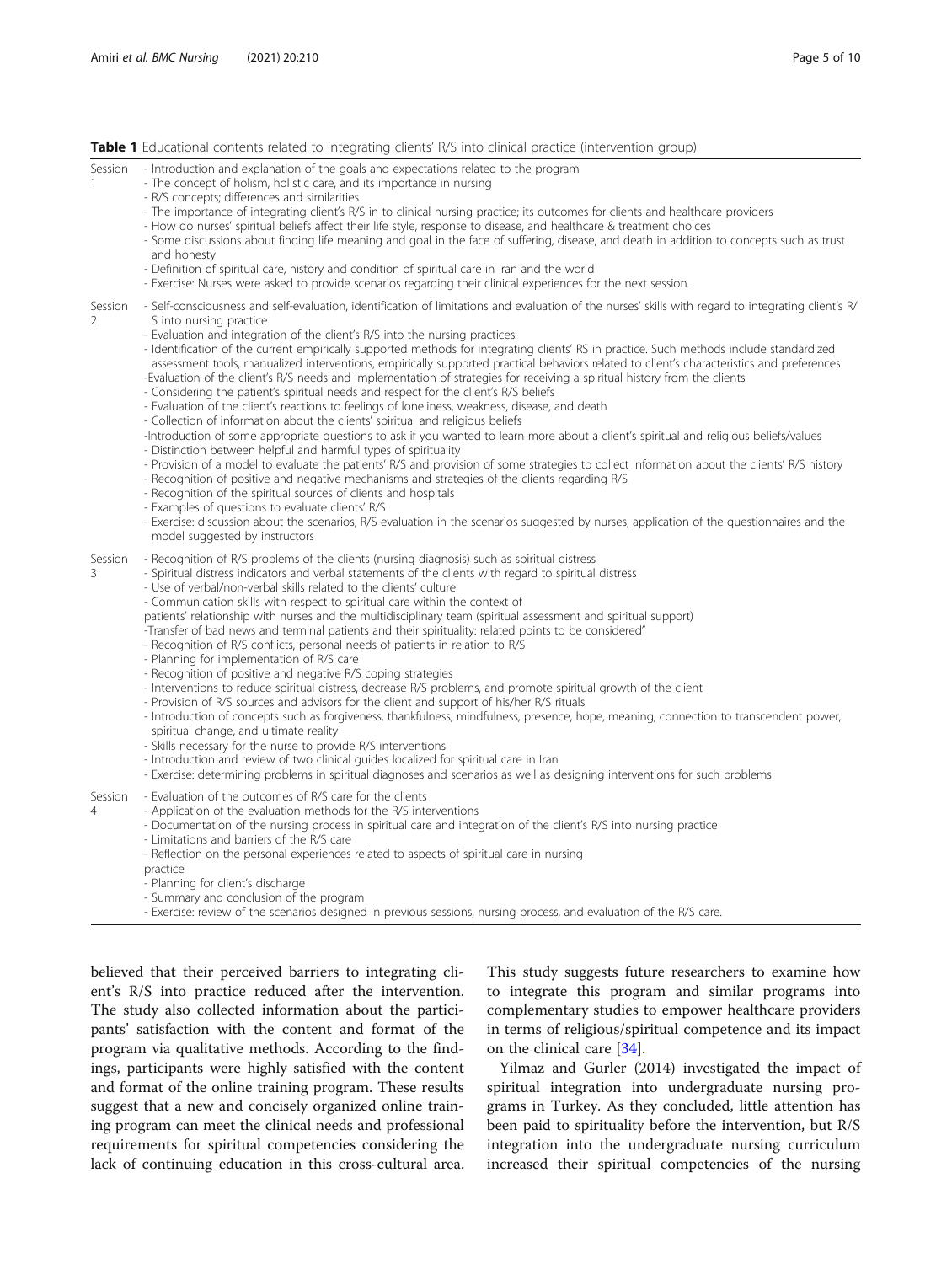**Table 1** Educational contents related to integrating clients' R/S into clinical practice (intervention group)

| Session | Contents |
|---|---|
| Session 1 | - Introduction and explanation of the goals and expectations related to the program<br>- The concept of holism, holistic care, and its importance in nursing<br>- R/S concepts; differences and similarities<br>- The importance of integrating client's R/S in to clinical nursing practice; its outcomes for clients and healthcare providers<br>- How do nurses' spiritual beliefs affect their life style, response to disease, and healthcare & treatment choices<br>- Some discussions about finding life meaning and goal in the face of suffering, disease, and death in addition to concepts such as trust and honesty<br>- Definition of spiritual care, history and condition of spiritual care in Iran and the world<br>- Exercise: Nurses were asked to provide scenarios regarding their clinical experiences for the next session. |
| Session 2 | - Self-consciousness and self-evaluation, identification of limitations and evaluation of the nurses' skills with regard to integrating client's R/S into nursing practice<br>- Evaluation and integration of the client's R/S into the nursing practices<br>- Identification of the current empirically supported methods for integrating clients' RS in practice. Such methods include standardized assessment tools, manualized interventions, empirically supported practical behaviors related to client's characteristics and preferences<br>-Evaluation of the client's R/S needs and implementation of strategies for receiving a spiritual history from the clients<br>- Considering the patient's spiritual needs and respect for the client's R/S beliefs<br>- Evaluation of the client's reactions to feelings of loneliness, weakness, disease, and death<br>- Collection of information about the clients' spiritual and religious beliefs<br>-Introduction of some appropriate questions to ask if you wanted to learn more about a client's spiritual and religious beliefs/values<br>- Distinction between helpful and harmful types of spirituality<br>- Provision of a model to evaluate the patients' R/S and provision of some strategies to collect information about the clients' R/S history<br>- Recognition of positive and negative mechanisms and strategies of the clients regarding R/S<br>- Recognition of the spiritual sources of clients and hospitals<br>- Examples of questions to evaluate clients' R/S<br>- Exercise: discussion about the scenarios, R/S evaluation in the scenarios suggested by nurses, application of the questionnaires and the model suggested by instructors |
| Session 3 | - Recognition of R/S problems of the clients (nursing diagnosis) such as spiritual distress<br>- Spiritual distress indicators and verbal statements of the clients with regard to spiritual distress<br>- Use of verbal/non-verbal skills related to the clients' culture<br>- Communication skills with respect to spiritual care within the context of patients' relationship with nurses and the multidisciplinary team (spiritual assessment and spiritual support)<br>-Transfer of bad news and terminal patients and their spirituality: related points to be considered"<br>- Recognition of R/S conflicts, personal needs of patients in relation to R/S<br>- Planning for implementation of R/S care<br>- Recognition of positive and negative R/S coping strategies<br>- Interventions to reduce spiritual distress, decrease R/S problems, and promote spiritual growth of the client<br>- Provision of R/S sources and advisors for the client and support of his/her R/S rituals<br>- Introduction of concepts such as forgiveness, thankfulness, mindfulness, presence, hope, meaning, connection to transcendent power, spiritual change, and ultimate reality<br>- Skills necessary for the nurse to provide R/S interventions<br>- Introduction and review of two clinical guides localized for spiritual care in Iran<br>- Exercise: determining problems in spiritual diagnoses and scenarios as well as designing interventions for such problems |
| Session 4 | - Evaluation of the outcomes of R/S care for the clients<br>- Application of the evaluation methods for the R/S interventions<br>- Documentation of the nursing process in spiritual care and integration of the client's R/S into nursing practice<br>- Limitations and barriers of the R/S care<br>- Reflection on the personal experiences related to aspects of spiritual care in nursing practice<br>- Planning for client's discharge<br>- Summary and conclusion of the program<br>- Exercise: review of the scenarios designed in previous sessions, nursing process, and evaluation of the R/S care. |

believed that their perceived barriers to integrating client's R/S into practice reduced after the intervention. The study also collected information about the participants' satisfaction with the content and format of the program via qualitative methods. According to the findings, participants were highly satisfied with the content and format of the online training program. These results suggest that a new and concisely organized online training program can meet the clinical needs and professional requirements for spiritual competencies considering the lack of continuing education in this cross-cultural area. This study suggests future researchers to examine how to integrate this program and similar programs into complementary studies to empower healthcare providers in terms of religious/spiritual competence and its impact on the clinical care [34].

Yilmaz and Gurler (2014) investigated the impact of spiritual integration into undergraduate nursing programs in Turkey. As they concluded, little attention has been paid to spirituality before the intervention, but R/S integration into the undergraduate nursing curriculum increased their spiritual competencies of the nursing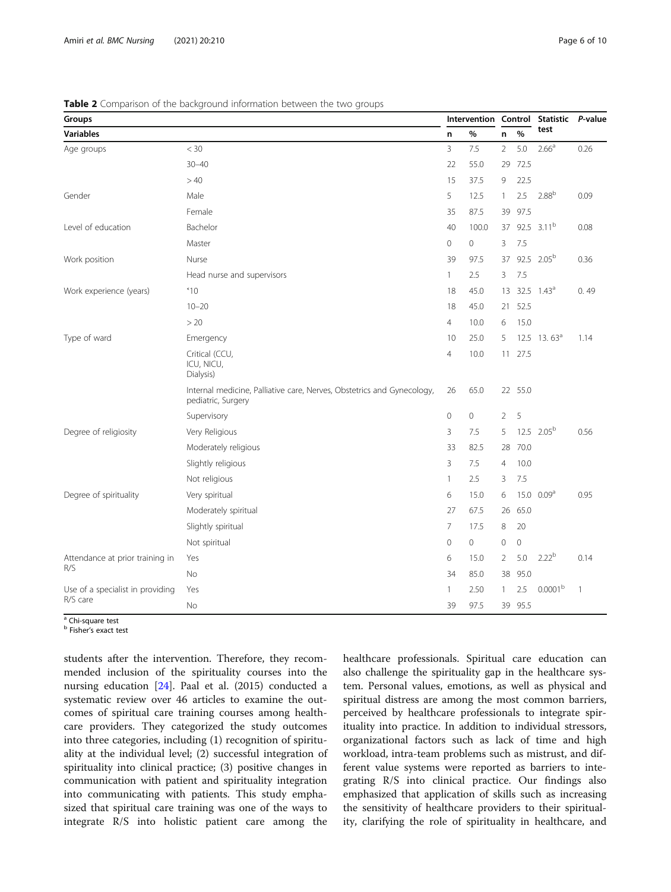**Table 2** Comparison of the background information between the two groups

| Groups | | Intervention | | Control | | Statistic test | P-value |
|---|---|---|---|---|---|---|---|
| **Variables** | | **n** | **%** | **n** | **%** | | |
| Age groups | < 30 | 3 | 7.5 | 2 | 5.0 | 2.66[a] | 0.26 |
| | 30–40 | 22 | 55.0 | 29 | 72.5 | | |
| | > 40 | 15 | 37.5 | 9 | 22.5 | | |
| Gender | Male | 5 | 12.5 | 1 | 2.5 | 2.88[b] | 0.09 |
| | Female | 35 | 87.5 | 39 | 97.5 | | |
| Level of education | Bachelor | 40 | 100.0 | 37 | 92.5 | 3.11[b] | 0.08 |
| | Master | 0 | 0 | 3 | 7.5 | | |
| Work position | Nurse | 39 | 97.5 | 37 | 92.5 | 2.05[b] | 0.36 |
| | Head nurse and supervisors | 1 | 2.5 | 3 | 7.5 | | |
| Work experience (years) | ˂10 | 18 | 45.0 | 13 | 32.5 | 1.43[a] | 0. 49 |
| | 10–20 | 18 | 45.0 | 21 | 52.5 | | |
| | > 20 | 4 | 10.0 | 6 | 15.0 | | |
| Type of ward | Emergency | 10 | 25.0 | 5 | 12.5 | 13. 63[a] | 1.14 |
| | Critical (CCU, ICU, NICU, Dialysis) | 4 | 10.0 | 11 | 27.5 | | |
| | Internal medicine, Palliative care, Nerves, Obstetrics and Gynecology, pediatric, Surgery | 26 | 65.0 | 22 | 55.0 | | |
| | Supervisory | 0 | 0 | 2 | 5 | | |
| Degree of religiosity | Very Religious | 3 | 7.5 | 5 | 12.5 | 2.05[b] | 0.56 |
| | Moderately religious | 33 | 82.5 | 28 | 70.0 | | |
| | Slightly religious | 3 | 7.5 | 4 | 10.0 | | |
| | Not religious | 1 | 2.5 | 3 | 7.5 | | |
| Degree of spirituality | Very spiritual | 6 | 15.0 | 6 | 15.0 | 0.09[a] | 0.95 |
| | Moderately spiritual | 27 | 67.5 | 26 | 65.0 | | |
| | Slightly spiritual | 7 | 17.5 | 8 | 20 | | |
| | Not spiritual | 0 | 0 | 0 | 0 | | |
| Attendance at prior training in R/S | Yes | 6 | 15.0 | 2 | 5.0 | 2.22[b] | 0.14 |
| | No | 34 | 85.0 | 38 | 95.0 | | |
| Use of a specialist in providing R/S care | Yes | 1 | 2.50 | 1 | 2.5 | 0.0001[b] | 1 |
| | No | 39 | 97.5 | 39 | 95.5 | | |

[a] Chi-square test
[b] Fisher's exact test

students after the intervention. Therefore, they recommended inclusion of the spirituality courses into the nursing education [24]. Paal et al. (2015) conducted a systematic review over 46 articles to examine the outcomes of spiritual care training courses among healthcare providers. They categorized the study outcomes into three categories, including (1) recognition of spirituality at the individual level; (2) successful integration of spirituality into clinical practice; (3) positive changes in communication with patient and spirituality integration into communicating with patients. This study emphasized that spiritual care training was one of the ways to integrate R/S into holistic patient care among the healthcare professionals. Spiritual care education can also challenge the spirituality gap in the healthcare system. Personal values, emotions, as well as physical and spiritual distress are among the most common barriers, perceived by healthcare professionals to integrate spirituality into practice. In addition to individual stressors, organizational factors such as lack of time and high workload, intra-team problems such as mistrust, and different value systems were reported as barriers to integrating R/S into clinical practice. Our findings also emphasized that application of skills such as increasing the sensitivity of healthcare providers to their spirituality, clarifying the role of spirituality in healthcare, and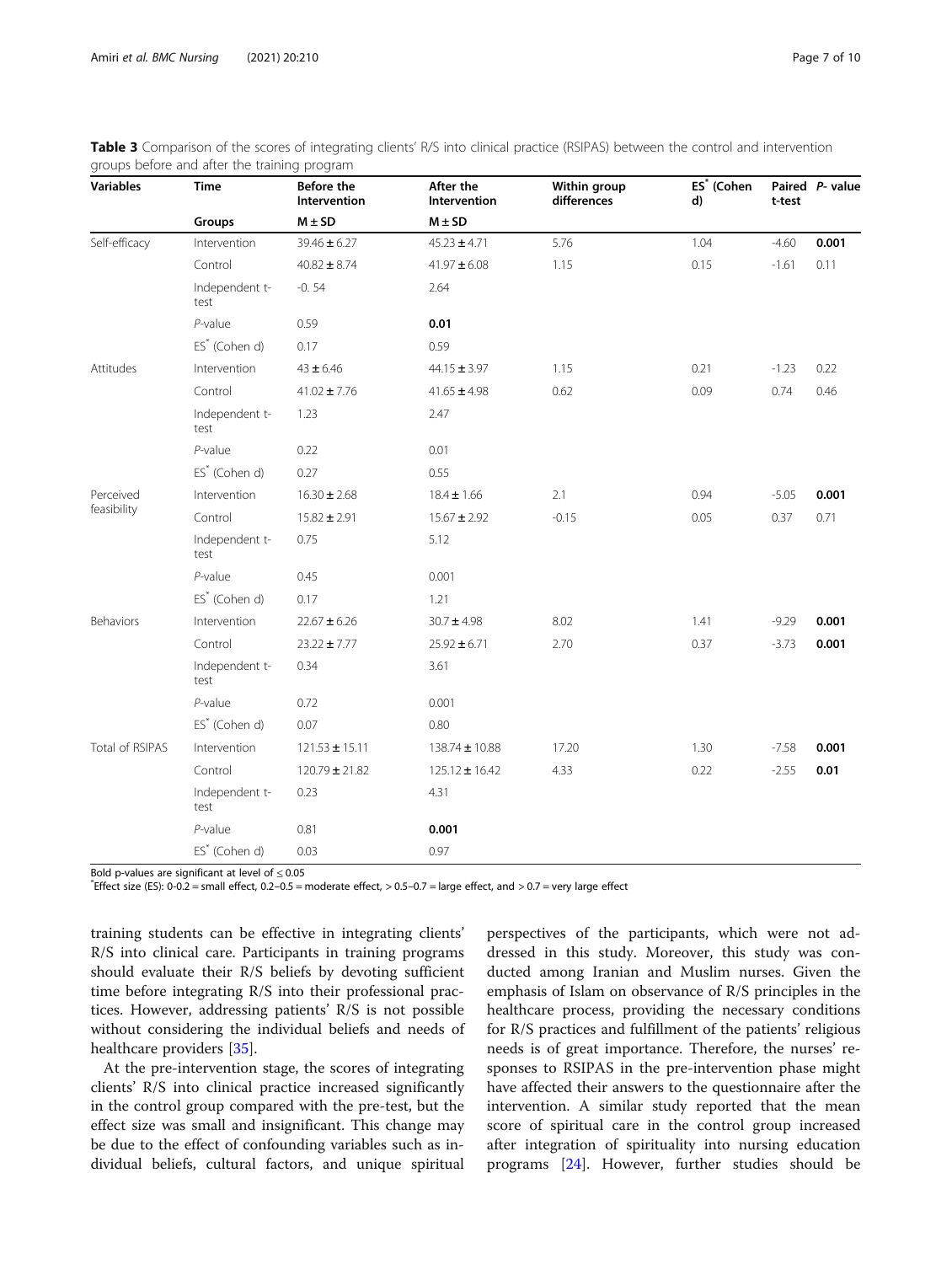**Table 3** Comparison of the scores of integrating clients' R/S into clinical practice (RSIPAS) between the control and intervention groups before and after the training program

| Variables | Time | Before the Intervention | After the Intervention | Within group differences | ES* (Cohen d) | Paired t-test | P- value |
|---|---|---|---|---|---|---|---|
| | Groups | M ± SD | M ± SD | | | | |
| Self-efficacy | Intervention | 39.46 ± 6.27 | 45.23 ± 4.71 | 5.76 | 1.04 | -4.60 | **0.001** |
| | Control | 40.82 ± 8.74 | 41.97 ± 6.08 | 1.15 | 0.15 | -1.61 | 0.11 |
| | Independent t-test | -0. 54 | 2.64 | | | | |
| | *P*-value | 0.59 | **0.01** | | | | |
| | ES* (Cohen d) | 0.17 | 0.59 | | | | |
| Attitudes | Intervention | 43 ± 6.46 | 44.15 ± 3.97 | 1.15 | 0.21 | -1.23 | 0.22 |
| | Control | 41.02 ± 7.76 | 41.65 ± 4.98 | 0.62 | 0.09 | 0.74 | 0.46 |
| | Independent t-test | 1.23 | 2.47 | | | | |
| | *P*-value | 0.22 | 0.01 | | | | |
| | ES* (Cohen d) | 0.27 | 0.55 | | | | |
| Perceived feasibility | Intervention | 16.30 ± 2.68 | 18.4 ± 1.66 | 2.1 | 0.94 | -5.05 | **0.001** |
| | Control | 15.82 ± 2.91 | 15.67 ± 2.92 | -0.15 | 0.05 | 0.37 | 0.71 |
| | Independent t-test | 0.75 | 5.12 | | | | |
| | *P*-value | 0.45 | 0.001 | | | | |
| | ES* (Cohen d) | 0.17 | 1.21 | | | | |
| Behaviors | Intervention | 22.67 ± 6.26 | 30.7 ± 4.98 | 8.02 | 1.41 | -9.29 | **0.001** |
| | Control | 23.22 ± 7.77 | 25.92 ± 6.71 | 2.70 | 0.37 | -3.73 | **0.001** |
| | Independent t-test | 0.34 | 3.61 | | | | |
| | *P*-value | 0.72 | 0.001 | | | | |
| | ES* (Cohen d) | 0.07 | 0.80 | | | | |
| Total of RSIPAS | Intervention | 121.53 ± 15.11 | 138.74 ± 10.88 | 17.20 | 1.30 | -7.58 | **0.001** |
| | Control | 120.79 ± 21.82 | 125.12 ± 16.42 | 4.33 | 0.22 | -2.55 | **0.01** |
| | Independent t-test | 0.23 | 4.31 | | | | |
| | *P*-value | 0.81 | **0.001** | | | | |
| | ES* (Cohen d) | 0.03 | 0.97 | | | | |

Bold p-values are significant at level of ≤ 0.05

*Effect size (ES): 0-0.2 = small effect, 0.2–0.5 = moderate effect, > 0.5–0.7 = large effect, and > 0.7 = very large effect

training students can be effective in integrating clients' R/S into clinical care. Participants in training programs should evaluate their R/S beliefs by devoting sufficient time before integrating R/S into their professional practices. However, addressing patients' R/S is not possible without considering the individual beliefs and needs of healthcare providers [35].

At the pre-intervention stage, the scores of integrating clients' R/S into clinical practice increased significantly in the control group compared with the pre-test, but the effect size was small and insignificant. This change may be due to the effect of confounding variables such as individual beliefs, cultural factors, and unique spiritual perspectives of the participants, which were not addressed in this study. Moreover, this study was conducted among Iranian and Muslim nurses. Given the emphasis of Islam on observance of R/S principles in the healthcare process, providing the necessary conditions for R/S practices and fulfillment of the patients' religious needs is of great importance. Therefore, the nurses' responses to RSIPAS in the pre-intervention phase might have affected their answers to the questionnaire after the intervention. A similar study reported that the mean score of spiritual care in the control group increased after integration of spirituality into nursing education programs [24]. However, further studies should be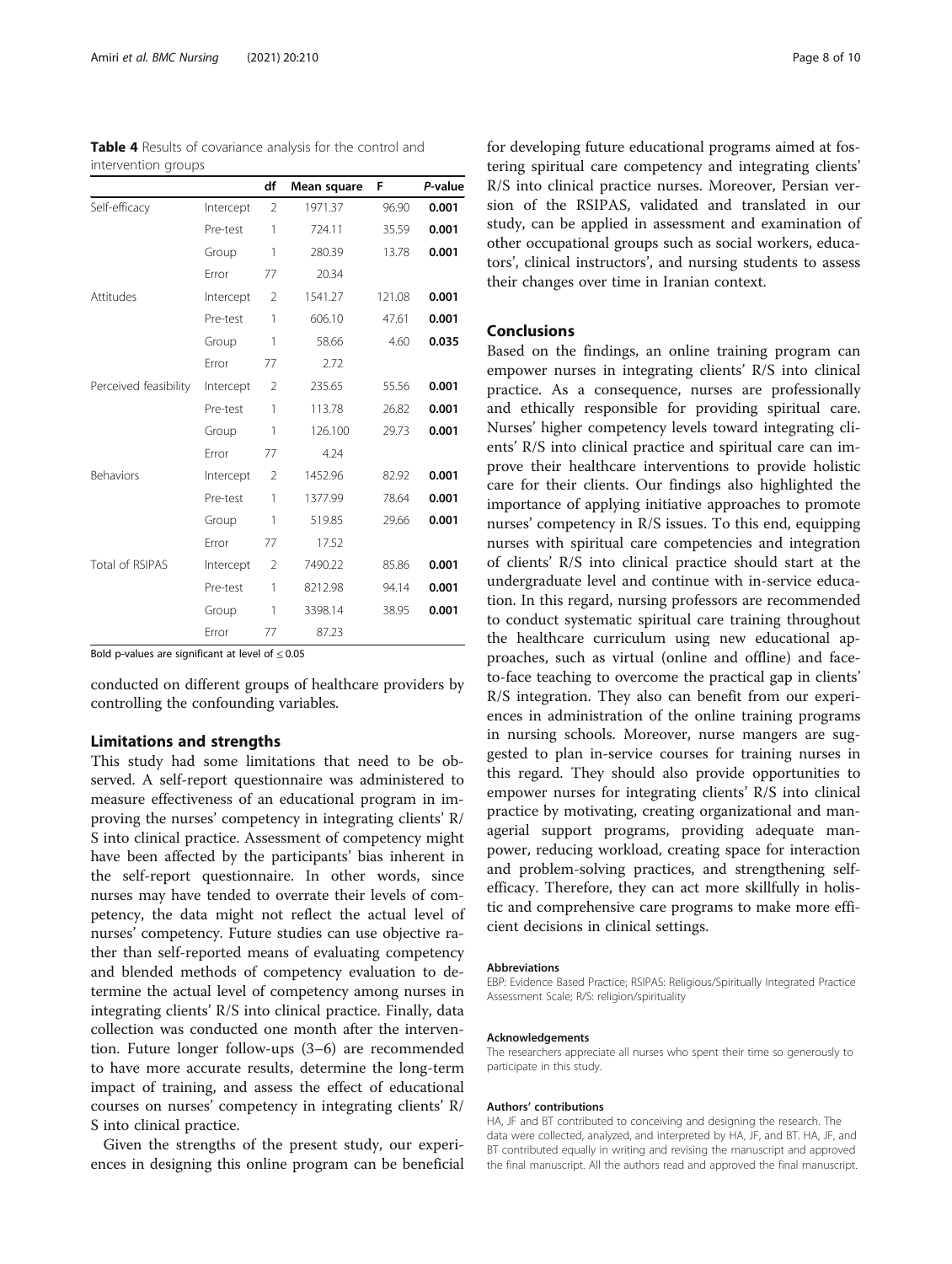**Table 4** Results of covariance analysis for the control and intervention groups

| | | df | Mean square | F | *P*-value |
|---|---|---|---|---|---|
| Self-efficacy | Intercept | 2 | 1971.37 | 96.90 | **0.001** |
| | Pre-test | 1 | 724.11 | 35.59 | **0.001** |
| | Group | 1 | 280.39 | 13.78 | **0.001** |
| | Error | 77 | 20.34 | | |
| Attitudes | Intercept | 2 | 1541.27 | 121.08 | **0.001** |
| | Pre-test | 1 | 606.10 | 47.61 | **0.001** |
| | Group | 1 | 58.66 | 4.60 | **0.035** |
| | Error | 77 | 2.72 | | |
| Perceived feasibility | Intercept | 2 | 235.65 | 55.56 | **0.001** |
| | Pre-test | 1 | 113.78 | 26.82 | **0.001** |
| | Group | 1 | 126.100 | 29.73 | **0.001** |
| | Error | 77 | 4.24 | | |
| Behaviors | Intercept | 2 | 1452.96 | 82.92 | **0.001** |
| | Pre-test | 1 | 1377.99 | 78.64 | **0.001** |
| | Group | 1 | 519.85 | 29.66 | **0.001** |
| | Error | 77 | 17.52 | | |
| Total of RSIPAS | Intercept | 2 | 7490.22 | 85.86 | **0.001** |
| | Pre-test | 1 | 8212.98 | 94.14 | **0.001** |
| | Group | 1 | 3398.14 | 38.95 | **0.001** |
| | Error | 77 | 87.23 | | |

Bold p-values are significant at level of ≤ 0.05

conducted on different groups of healthcare providers by controlling the confounding variables.

## Limitations and strengths

This study had some limitations that need to be observed. A self-report questionnaire was administered to measure effectiveness of an educational program in improving the nurses' competency in integrating clients' R/S into clinical practice. Assessment of competency might have been affected by the participants' bias inherent in the self-report questionnaire. In other words, since nurses may have tended to overrate their levels of competency, the data might not reflect the actual level of nurses' competency. Future studies can use objective rather than self-reported means of evaluating competency and blended methods of competency evaluation to determine the actual level of competency among nurses in integrating clients' R/S into clinical practice. Finally, data collection was conducted one month after the intervention. Future longer follow-ups (3–6) are recommended to have more accurate results, determine the long-term impact of training, and assess the effect of educational courses on nurses' competency in integrating clients' R/S into clinical practice.

Given the strengths of the present study, our experiences in designing this online program can be beneficial for developing future educational programs aimed at fostering spiritual care competency and integrating clients' R/S into clinical practice nurses. Moreover, Persian version of the RSIPAS, validated and translated in our study, can be applied in assessment and examination of other occupational groups such as social workers, educators', clinical instructors', and nursing students to assess their changes over time in Iranian context.

## Conclusions

Based on the findings, an online training program can empower nurses in integrating clients' R/S into clinical practice. As a consequence, nurses are professionally and ethically responsible for providing spiritual care. Nurses' higher competency levels toward integrating clients' R/S into clinical practice and spiritual care can improve their healthcare interventions to provide holistic care for their clients. Our findings also highlighted the importance of applying initiative approaches to promote nurses' competency in R/S issues. To this end, equipping nurses with spiritual care competencies and integration of clients' R/S into clinical practice should start at the undergraduate level and continue with in-service education. In this regard, nursing professors are recommended to conduct systematic spiritual care training throughout the healthcare curriculum using new educational approaches, such as virtual (online and offline) and face-to-face teaching to overcome the practical gap in clients' R/S integration. They also can benefit from our experiences in administration of the online training programs in nursing schools. Moreover, nurse mangers are suggested to plan in-service courses for training nurses in this regard. They should also provide opportunities to empower nurses for integrating clients' R/S into clinical practice by motivating, creating organizational and managerial support programs, providing adequate manpower, reducing workload, creating space for interaction and problem-solving practices, and strengthening self-efficacy. Therefore, they can act more skillfully in holistic and comprehensive care programs to make more efficient decisions in clinical settings.

#### Abbreviations

EBP: Evidence Based Practice; RSIPAS: Religious/Spiritually Integrated Practice Assessment Scale; R/S: religion/spirituality

#### Acknowledgements

The researchers appreciate all nurses who spent their time so generously to participate in this study.

#### Authors' contributions

HA, JF and BT contributed to conceiving and designing the research. The data were collected, analyzed, and interpreted by HA, JF, and BT. HA, JF, and BT contributed equally in writing and revising the manuscript and approved the final manuscript. All the authors read and approved the final manuscript.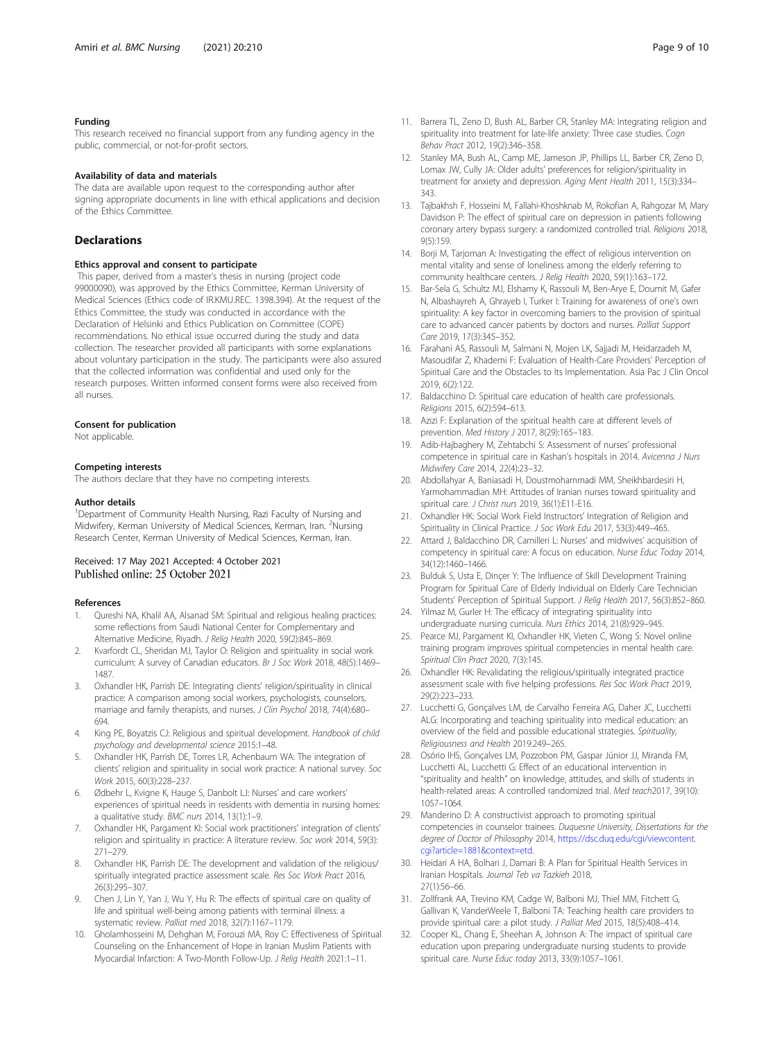#### Funding

This research received no financial support from any funding agency in the public, commercial, or not-for-profit sectors.

#### Availability of data and materials

The data are available upon request to the corresponding author after signing appropriate documents in line with ethical applications and decision of the Ethics Committee.

## Declarations

#### Ethics approval and consent to participate

This paper, derived from a master's thesis in nursing (project code 99000090), was approved by the Ethics Committee, Kerman University of Medical Sciences (Ethics code of IR.KMU.REC. 1398.394). At the request of the Ethics Committee, the study was conducted in accordance with the Declaration of Helsinki and Ethics Publication on Committee (COPE) recommendations. No ethical issue occurred during the study and data collection. The researcher provided all participants with some explanations about voluntary participation in the study. The participants were also assured that the collected information was confidential and used only for the research purposes. Written informed consent forms were also received from all nurses.

#### Consent for publication

Not applicable.

#### Competing interests

The authors declare that they have no competing interests.

#### Author details

[1]Department of Community Health Nursing, Razi Faculty of Nursing and Midwifery, Kerman University of Medical Sciences, Kerman, Iran. [2]Nursing Research Center, Kerman University of Medical Sciences, Kerman, Iran.

Received: 17 May 2021 Accepted: 4 October 2021
Published online: 25 October 2021

#### References

1. Qureshi NA, Khalil AA, Alsanad SM: Spiritual and religious healing practices: some reflections from Saudi National Center for Complementary and Alternative Medicine, Riyadh. *J Relig Health* 2020, 59(2):845–869.
2. Kvarfordt CL, Sheridan MJ, Taylor O: Religion and spirituality in social work curriculum: A survey of Canadian educators. *Br J Soc Work* 2018, 48(5):1469–1487.
3. Oxhandler HK, Parrish DE: Integrating clients' religion/spirituality in clinical practice: A comparison among social workers, psychologists, counselors, marriage and family therapists, and nurses. *J Clin Psychol* 2018, 74(4):680–694.
4. King PE, Boyatzis CJ: Religious and spiritual development. *Handbook of child psychology and developmental science* 2015:1–48.
5. Oxhandler HK, Parrish DE, Torres LR, Achenbaum WA: The integration of clients' religion and spirituality in social work practice: A national survey. *Soc Work* 2015, 60(3):228–237.
6. Ødbehr L, Kvigne K, Hauge S, Danbolt LJ: Nurses' and care workers' experiences of spiritual needs in residents with dementia in nursing homes: a qualitative study. *BMC nurs* 2014, 13(1):1–9.
7. Oxhandler HK, Pargament KI: Social work practitioners' integration of clients' religion and spirituality in practice: A literature review. *Soc work* 2014, 59(3): 271–279.
8. Oxhandler HK, Parrish DE: The development and validation of the religious/ spiritually integrated practice assessment scale. *Res Soc Work Pract* 2016, 26(3):295–307.
9. Chen J, Lin Y, Yan J, Wu Y, Hu R: The effects of spiritual care on quality of life and spiritual well-being among patients with terminal illness: a systematic review. *Palliat med* 2018, 32(7):1167–1179.
10. Gholamhosseini M, Dehghan M, Forouzi MA, Roy C: Effectiveness of Spiritual Counseling on the Enhancement of Hope in Iranian Muslim Patients with Myocardial Infarction: A Two-Month Follow-Up. *J Relig Health* 2021:1–11.
11. Barrera TL, Zeno D, Bush AL, Barber CR, Stanley MA: Integrating religion and spirituality into treatment for late-life anxiety: Three case studies. *Cogn Behav Pract* 2012, 19(2):346–358.
12. Stanley MA, Bush AL, Camp ME, Jameson JP, Phillips LL, Barber CR, Zeno D, Lomax JW, Cully JA: Older adults' preferences for religion/spirituality in treatment for anxiety and depression. *Aging Ment Health* 2011, 15(3):334–343.
13. Tajbakhsh F, Hosseini M, Fallahi-Khoshknab M, Rokofian A, Rahgozar M, Mary Davidson P: The effect of spiritual care on depression in patients following coronary artery bypass surgery: a randomized controlled trial. *Religions* 2018, 9(5):159.
14. Borji M, Tarjoman A: Investigating the effect of religious intervention on mental vitality and sense of loneliness among the elderly referring to community healthcare centers. *J Relig Health* 2020, 59(1):163–172.
15. Bar-Sela G, Schultz MJ, Elshamy K, Rassouli M, Ben-Arye E, Doumit M, Gafer N, Albashayreh A, Ghrayeb I, Turker I: Training for awareness of one's own spirituality: A key factor in overcoming barriers to the provision of spiritual care to advanced cancer patients by doctors and nurses. *Palliat Support Care* 2019, 17(3):345–352.
16. Farahani AS, Rassouli M, Salmani N, Mojen LK, Sajjadi M, Heidarzadeh M, Masoudifar Z, Khademi F: Evaluation of Health-Care Providers' Perception of Spiritual Care and the Obstacles to Its Implementation. *Asia Pac J Clin Oncol* 2019, 6(2):122.
17. Baldacchino D: Spiritual care education of health care professionals. *Religions* 2015, 6(2):594–613.
18. Azizi F: Explanation of the spiritual health care at different levels of prevention. *Med History J* 2017, 8(29):165–183.
19. Adib-Hajbaghery M, Zehtabchi S: Assessment of nurses' professional competence in spiritual care in Kashan's hospitals in 2014. *Avicenna J Nurs Midwifery Care* 2014, 22(4):23–32.
20. Abdollahyar A, Baniasadi H, Doustmohammadi MM, Sheikhbardesiri H, Yarmohammadian MH: Attitudes of Iranian nurses toward spirituality and spiritual care. *J Christ nurs* 2019, 36(1):E11-E16.
21. Oxhandler HK: Social Work Field Instructors' Integration of Religion and Spirituality in Clinical Practice. *J Soc Work Edu* 2017, 53(3):449–465.
22. Attard J, Baldacchino DR, Camilleri L: Nurses' and midwives' acquisition of competency in spiritual care: A focus on education. *Nurse Educ Today* 2014, 34(12):1460–1466.
23. Bulduk S, Usta E, Dinçer Y: The Influence of Skill Development Training Program for Spiritual Care of Elderly Individual on Elderly Care Technician Students' Perception of Spiritual Support. *J Relig Health* 2017, 56(3):852–860.
24. Yilmaz M, Gurler H: The efficacy of integrating spirituality into undergraduate nursing curricula. *Nurs Ethics* 2014, 21(8):929–945.
25. Pearce MJ, Pargament KI, Oxhandler HK, Vieten C, Wong S: Novel online training program improves spiritual competencies in mental health care. *Spiritual Clin Pract* 2020, 7(3):145.
26. Oxhandler HK: Revalidating the religious/spiritually integrated practice assessment scale with five helping professions. *Res Soc Work Pract* 2019, 29(2):223–233.
27. Lucchetti G, Gonçalves LM, de Carvalho Ferreira AG, Daher JC, Lucchetti ALG: Incorporating and teaching spirituality into medical education: an overview of the field and possible educational strategies. *Spirituality, Religiousness and Health* 2019:249–265.
28. Osório IHS, Gonçalves LM, Pozzobon PM, Gaspar Júnior JJ, Miranda FM, Lucchetti AL, Lucchetti G: Effect of an educational intervention in "spirituality and health" on knowledge, attitudes, and skills of students in health-related areas: A controlled randomized trial. *Med teach*2017, 39(10): 1057–1064.
29. Manderino D: A constructivist approach to promoting spiritual competencies in counselor trainees. *Duquesne University, Dissertations for the degree of Doctor of Philosophy* 2014, https://dsc.duq.edu/cgi/viewcontent.cgi?article=1881&context=etd.
30. Heidari A HA, Bolhari J, Damari B: A Plan for Spiritual Health Services in Iranian Hospitals. *Journal Teb va Tazkieh* 2018, 27(1):56–66.
31. Zollfrank AA, Trevino KM, Cadge W, Balboni MJ, Thiel MM, Fitchett G, Gallivan K, VanderWeele T, Balboni TA: Teaching health care providers to provide spiritual care: a pilot study. *J Palliat Med* 2015, 18(5):408–414.
32. Cooper KL, Chang E, Sheehan A, Johnson A: The impact of spiritual care education upon preparing undergraduate nursing students to provide spiritual care. *Nurse Educ today* 2013, 33(9):1057–1061.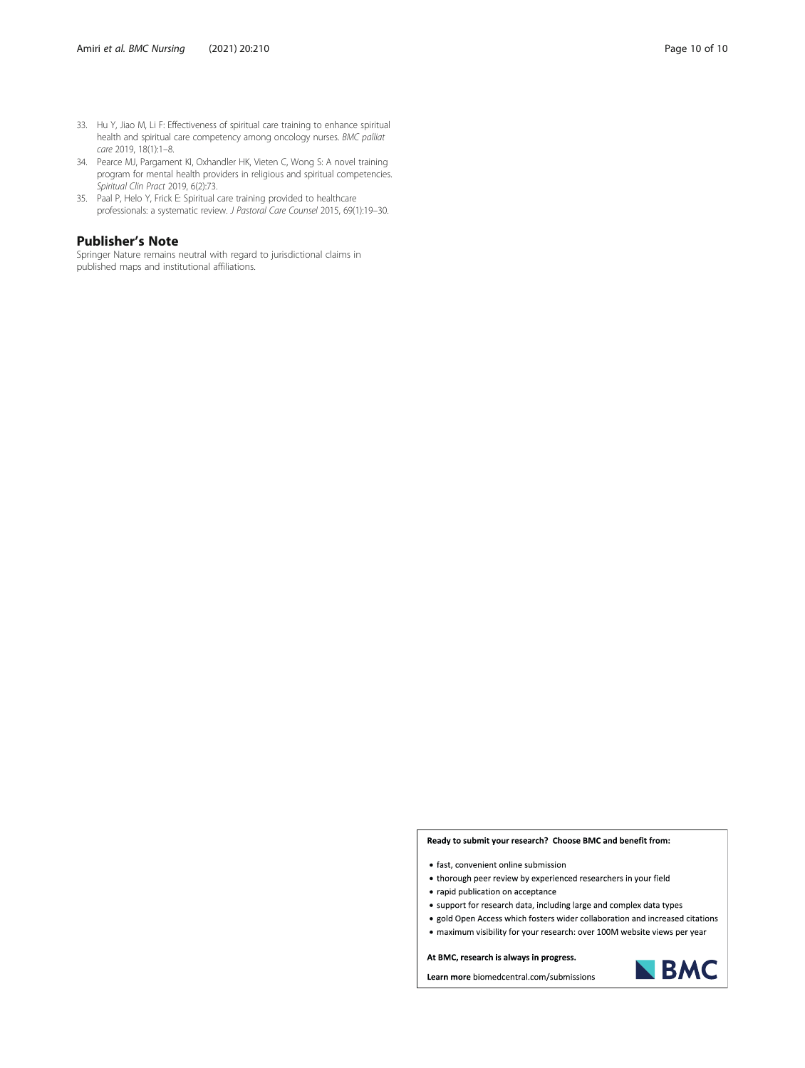33. Hu Y, Jiao M, Li F: Effectiveness of spiritual care training to enhance spiritual health and spiritual care competency among oncology nurses. *BMC palliat care* 2019, 18(1):1–8.
34. Pearce MJ, Pargament KI, Oxhandler HK, Vieten C, Wong S: A novel training program for mental health providers in religious and spiritual competencies. *Spiritual Clin Pract* 2019, 6(2):73.
35. Paal P, Helo Y, Frick E: Spiritual care training provided to healthcare professionals: a systematic review. *J Pastoral Care Counsel* 2015, 69(1):19–30.

## Publisher's Note

Springer Nature remains neutral with regard to jurisdictional claims in published maps and institutional affiliations.

**Ready to submit your research? Choose BMC and benefit from:**

- fast, convenient online submission
- thorough peer review by experienced researchers in your field
- rapid publication on acceptance
- support for research data, including large and complex data types
- gold Open Access which fosters wider collaboration and increased citations
- maximum visibility for your research: over 100M website views per year

**At BMC, research is always in progress.**

**Learn more** biomedcentral.com/submissions

BMC